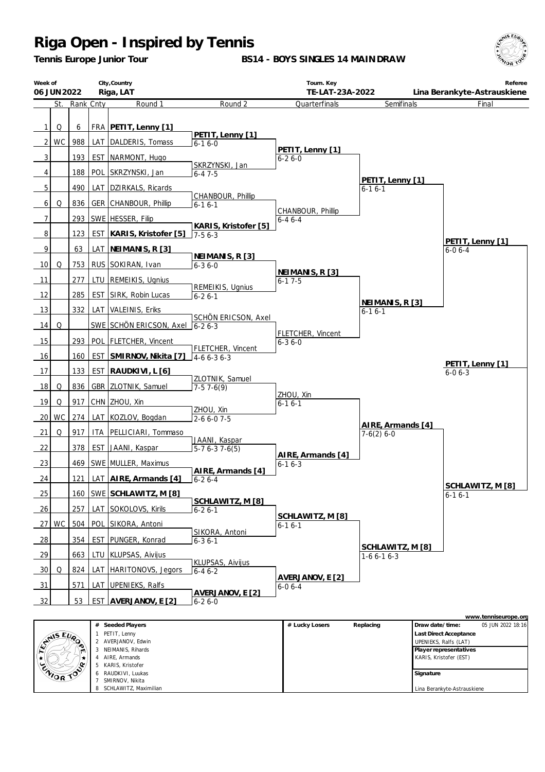# Riga Open - Inspired by Tennis

**Tennis Europe Junior Tour**

**BS14 - BOYS SINGLES 14 MAINDRAW**

| Week of | City,Country | Tourn. Key | Referee |
|---|---|---|---|
| 06 JUN 2022 | Riga, LAT | TE-LAT-23A-2022 | Lina Berankyte-Astrauskiene |

| # | St. | Rank | Cnty | Round 1 | Round 2 | Quarterfinals | Semifinals | Final |
|---|---|---|---|---|---|---|---|---|
| 1 | Q | 6 | FRA | **PETIT, Lenny [1]** | | | | |
| | | | | | **PETIT, Lenny [1]** 6-1 6-0 | | | |
| 2 | WC | 988 | LAT | DALDERIS, Tomass | | | | |
| | | | | | | **PETIT, Lenny [1]** 6-2 6-0 | | |
| 3 | | 193 | EST | NARMONT, Hugo | | | | |
| | | | | | SKRZYNSKI, Jan 6-4 7-5 | | | |
| 4 | | 188 | POL | SKRZYNSKI, Jan | | | | |
| | | | | | | | **PETIT, Lenny [1]** 6-1 6-1 | |
| 5 | | 490 | LAT | DZIRKALS, Ricards | | | | |
| | | | | | CHANBOUR, Phillip 6-1 6-1 | | | |
| 6 | Q | 836 | GER | CHANBOUR, Phillip | | | | |
| | | | | | | CHANBOUR, Phillip 6-4 6-4 | | |
| 7 | | 293 | SWE | HESSER, Filip | | | | |
| | | | | | **KARIS, Kristofer [5]** 7-5 6-3 | | | |
| 8 | | 123 | EST | **KARIS, Kristofer [5]** | | | | |
| | | | | | | | | **PETIT, Lenny [1]** 6-0 6-4 |
| 9 | | 63 | LAT | **NEIMANIS, R [3]** | | | | |
| | | | | | **NEIMANIS, R [3]** 6-3 6-0 | | | |
| 10 | Q | 753 | RUS | SOKIRAN, Ivan | | | | |
| | | | | | | **NEIMANIS, R [3]** 6-1 7-5 | | |
| 11 | | 277 | LTU | REMEIKIS, Ugnius | | | | |
| | | | | | REMEIKIS, Ugnius 6-2 6-1 | | | |
| 12 | | 285 | EST | SIRK, Robin Lucas | | | | |
| | | | | | | | **NEIMANIS, R [3]** 6-1 6-1 | |
| 13 | | 332 | LAT | VALEINIS, Eriks | | | | |
| | | | | | SCHÖN ERICSON, Axel 6-2 6-3 | | | |
| 14 | Q | | SWE | SCHÖN ERICSON, Axel | | | | |
| | | | | | | FLETCHER, Vincent 6-3 6-0 | | |
| 15 | | 293 | POL | FLETCHER, Vincent | | | | |
| | | | | | FLETCHER, Vincent 4-6 6-3 6-3 | | | |
| 16 | | 160 | EST | **SMIRNOV, Nikita [7]** | | | | |
| | | | | | | | | **PETIT, Lenny [1]** 6-0 6-3 |
| 17 | | 133 | EST | **RAUDKIVI, L [6]** | | | | |
| | | | | | ZLOTNIK, Samuel 7-5 7-6(9) | | | |
| 18 | Q | 836 | GBR | ZLOTNIK, Samuel | | | | |
| | | | | | | ZHOU, Xin 6-1 6-1 | | |
| 19 | Q | 917 | CHN | ZHOU, Xin | | | | |
| | | | | | ZHOU, Xin 2-6 6-0 7-5 | | | |
| 20 | WC | 274 | LAT | KOZLOV, Bogdan | | | | |
| | | | | | | | **AIRE, Armands [4]** 7-6(2) 6-0 | |
| 21 | Q | 917 | ITA | PELLICIARI, Tommaso | | | | |
| | | | | | JAANI, Kaspar 5-7 6-3 7-6(5) | | | |
| 22 | | 378 | EST | JAANI, Kaspar | | | | |
| | | | | | | **AIRE, Armands [4]** 6-1 6-3 | | |
| 23 | | 469 | SWE | MULLER, Maximus | | | | |
| | | | | | **AIRE, Armands [4]** 6-2 6-4 | | | |
| 24 | | 121 | LAT | **AIRE, Armands [4]** | | | | |
| | | | | | | | | **SCHLAWITZ, M [8]** 6-1 6-1 |
| 25 | | 160 | SWE | **SCHLAWITZ, M [8]** | | | | |
| | | | | | **SCHLAWITZ, M [8]** 6-2 6-1 | | | |
| 26 | | 257 | LAT | SOKOLOVS, Kirils | | | | |
| | | | | | | **SCHLAWITZ, M [8]** 6-1 6-1 | | |
| 27 | WC | 504 | POL | SIKORA, Antoni | | | | |
| | | | | | SIKORA, Antoni 6-3 6-1 | | | |
| 28 | | 354 | EST | PUNGER, Konrad | | | | |
| | | | | | | | **SCHLAWITZ, M [8]** 1-6 6-1 6-3 | |
| 29 | | 663 | LTU | KLUPSAS, Aivijus | | | | |
| | | | | | KLUPSAS, Aivijus 6-4 6-2 | | | |
| 30 | Q | 824 | LAT | HARITONOVS, Jegors | | | | |
| | | | | | | **AVERJANOV, E [2]** 6-0 6-4 | | |
| 31 | | 571 | LAT | UPENIEKS, Ralfs | | | | |
| | | | | | **AVERJANOV, E [2]** 6-2 6-0 | | | |
| 32 | | 53 | EST | **AVERJANOV, E [2]** | | | | |

www.tenniseurope.org

| # | Seeded Players | # Lucky Losers | Replacing | Draw date/time: 05 JUN 2022 18:16 |
|---|---|---|---|---|
| 1 | PETIT, Lenny | | | **Last Direct Acceptance** |
| 2 | AVERJANOV, Edwin | | | UPENIEKS, Ralfs (LAT) |
| 3 | NEIMANIS, Rihards | | | **Player representatives** |
| 4 | AIRE, Armands | | | KARIS, Kristofer (EST) |
| 5 | KARIS, Kristofer | | | |
| 6 | RAUDKIVI, Luukas | | | **Signature** |
| 7 | SMIRNOV, Nikita | | | |
| 8 | SCHLAWITZ, Maximilian | | | Lina Berankyte-Astrauskiene |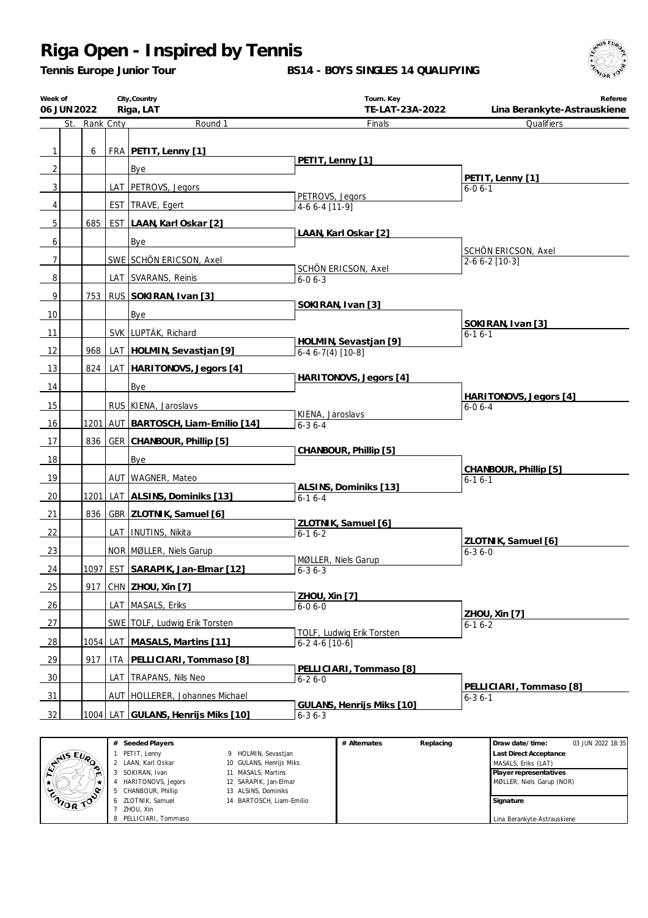# Riga Open - Inspired by Tennis

**Tennis Europe Junior Tour**

**BS14 - BOYS SINGLES 14 QUALIFYING**

| Week of | City,Country | Tourn. Key | Referee |
|---|---|---|---|
| 06 JUN 2022 | Riga, LAT | TE-LAT-23A-2022 | Lina Berankyte-Astrauskiene |

| | St. | Rank | Cnty | Round 1 | Finals | Qualifiers |
|---|---|---|---|---|---|---|
| 1 | | 6 | FRA | **PETIT, Lenny [1]** | | |
| 2 | | | | Bye | **PETIT, Lenny [1]** | |
| 3 | | | LAT | PETROVS, Jegors | | **PETIT, Lenny [1]** 6-0 6-1 |
| 4 | | | EST | TRAVE, Egert | PETROVS, Jegors 4-6 6-4 [11-9] | |
| 5 | | 685 | EST | **LAAN, Karl Oskar [2]** | | |
| 6 | | | | Bye | **LAAN, Karl Oskar [2]** | |
| 7 | | | SWE | SCHÖN ERICSON, Axel | | SCHÖN ERICSON, Axel 2-6 6-2 [10-3] |
| 8 | | | LAT | SVARANS, Reinis | SCHÖN ERICSON, Axel 6-0 6-3 | |
| 9 | | 753 | RUS | **SOKIRAN, Ivan [3]** | | |
| 10 | | | | Bye | **SOKIRAN, Ivan [3]** | |
| 11 | | | SVK | LUPTÁK, Richard | | **SOKIRAN, Ivan [3]** 6-1 6-1 |
| 12 | | 968 | LAT | **HOLMIN, Sevastjan [9]** | **HOLMIN, Sevastjan [9]** 6-4 6-7(4) [10-8] | |
| 13 | | 824 | LAT | **HARITONOVS, Jegors [4]** | | |
| 14 | | | | Bye | **HARITONOVS, Jegors [4]** | |
| 15 | | | RUS | KIENA, Jaroslavs | | **HARITONOVS, Jegors [4]** 6-0 6-4 |
| 16 | | 1201 | AUT | **BARTOSCH, Liam-Emilio [14]** | KIENA, Jaroslavs 6-3 6-4 | |
| 17 | | 836 | GER | **CHANBOUR, Phillip [5]** | | |
| 18 | | | | Bye | **CHANBOUR, Phillip [5]** | |
| 19 | | | AUT | WAGNER, Mateo | | **CHANBOUR, Phillip [5]** 6-1 6-1 |
| 20 | | 1201 | LAT | **ALSINS, Dominiks [13]** | **ALSINS, Dominiks [13]** 6-1 6-4 | |
| 21 | | 836 | GBR | **ZLOTNIK, Samuel [6]** | | |
| 22 | | | LAT | INUTINS, Nikita | **ZLOTNIK, Samuel [6]** 6-1 6-2 | |
| 23 | | | NOR | MØLLER, Niels Garup | | **ZLOTNIK, Samuel [6]** 6-3 6-0 |
| 24 | | 1097 | EST | **SARAPIK, Jan-Elmar [12]** | MØLLER, Niels Garup 6-3 6-3 | |
| 25 | | 917 | CHN | **ZHOU, Xin [7]** | | |
| 26 | | | LAT | MASALS, Eriks | **ZHOU, Xin [7]** 6-0 6-0 | |
| 27 | | | SWE | TOLF, Ludwig Erik Torsten | | **ZHOU, Xin [7]** 6-1 6-2 |
| 28 | | 1054 | LAT | **MASALS, Martins [11]** | TOLF, Ludwig Erik Torsten 6-2 4-6 [10-6] | |
| 29 | | 917 | ITA | **PELLICIARI, Tommaso [8]** | | |
| 30 | | | LAT | TRAPANS, Nils Neo | **PELLICIARI, Tommaso [8]** 6-2 6-0 | |
| 31 | | | AUT | HOLLERER, Johannes Michael | | **PELLICIARI, Tommaso [8]** 6-3 6-1 |
| 32 | | 1004 | LAT | **GULANS, Henrijs Miks [10]** | **GULANS, Henrijs Miks [10]** 6-3 6-3 | |

| # | Seeded Players | # | Seeded Players | # Alternates | Replacing | |
|---|---|---|---|---|---|---|
| 1 | PETIT, Lenny | 9 | HOLMIN, Sevastjan | | | **Draw date/time:** 03 JUN 2022 18:35 |
| 2 | LAAN, Karl Oskar | 10 | GULANS, Henrijs Miks | | | **Last Direct Acceptance** |
| 3 | SOKIRAN, Ivan | 11 | MASALS, Martins | | | MASALS, Eriks (LAT) |
| 4 | HARITONOVS, Jegors | 12 | SARAPIK, Jan-Elmar | | | **Player representatives** |
| 5 | CHANBOUR, Phillip | 13 | ALSINS, Dominiks | | | MØLLER, Niels Garup (NOR) |
| 6 | ZLOTNIK, Samuel | 14 | BARTOSCH, Liam-Emilio | | | **Signature** |
| 7 | ZHOU, Xin | | | | | |
| 8 | PELLICIARI, Tommaso | | | | | Lina Berankyte-Astrauskiene |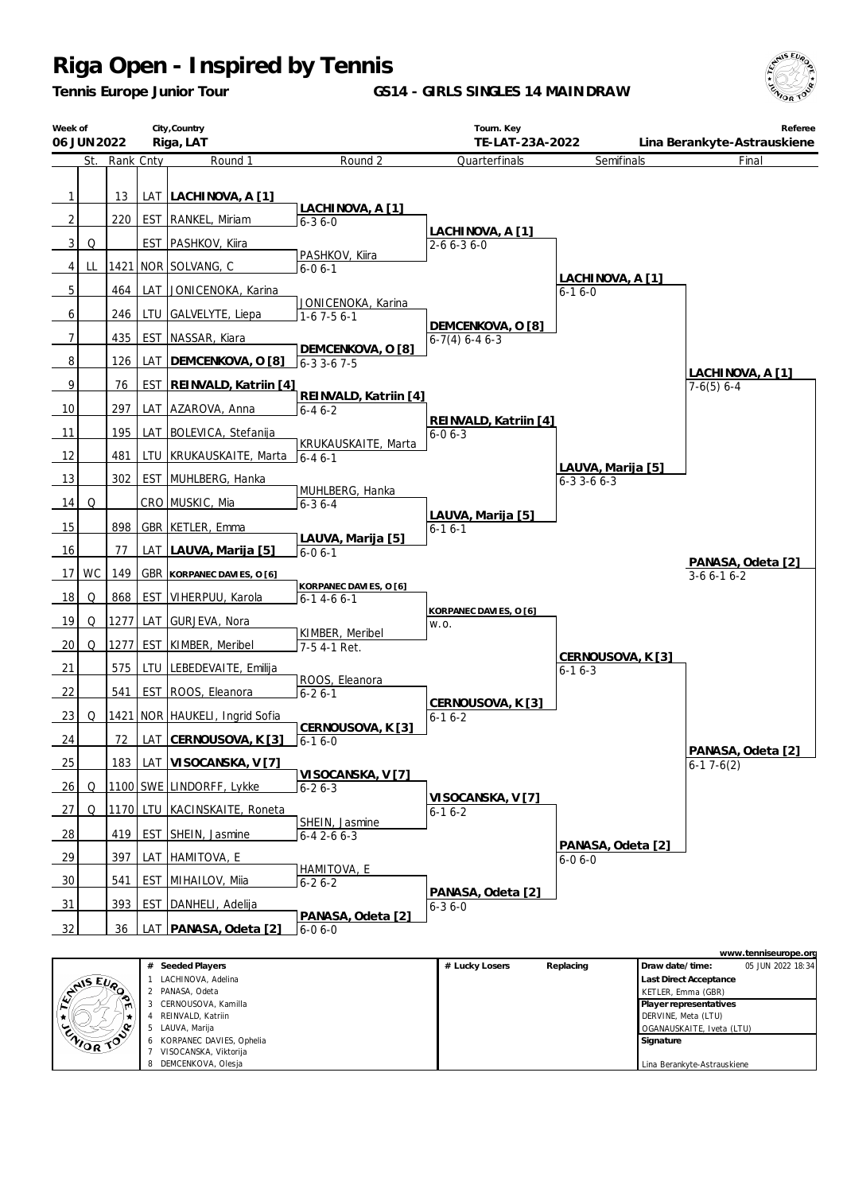# Riga Open - Inspired by Tennis

**Tennis Europe Junior Tour**

**GS14 - GIRLS SINGLES 14 MAINDRAW**

| Week of | City,Country | Tourn. Key | Referee |
|---|---|---|---|
| 06 JUN 2022 | Riga, LAT | TE-LAT-23A-2022 | Lina Berankyte-Astrauskiene |

| | St. | Rank | Cnty | Round 1 | Round 2 | Quarterfinals | Semifinals | Final |
|---|---|---|---|---|---|---|---|---|
| 1 | | 13 | LAT | **LACHINOVA, A [1]** | | | | |
| | | | | | **LACHINOVA, A [1]** 6-3 6-0 | | | |
| 2 | | 220 | EST | RANKEL, Miriam | | | | |
| | | | | | | **LACHINOVA, A [1]** 2-6 6-3 6-0 | | |
| 3 | Q | | EST | PASHKOV, Kiira | | | | |
| | | | | | PASHKOV, Kiira 6-0 6-1 | | | |
| 4 | LL | 1421 | NOR | SOLVANG, C | | | | |
| | | | | | | | **LACHINOVA, A [1]** 6-1 6-0 | |
| 5 | | 464 | LAT | JONICENOKA, Karina | | | | |
| | | | | | JONICENOKA, Karina 1-6 7-5 6-1 | | | |
| 6 | | 246 | LTU | GALVELYTE, Liepa | | | | |
| | | | | | | **DEMCENKOVA, O [8]** 6-7(4) 6-4 6-3 | | |
| 7 | | 435 | EST | NASSAR, Kiara | | | | |
| | | | | | **DEMCENKOVA, O [8]** 6-3 3-6 7-5 | | | |
| 8 | | 126 | LAT | **DEMCENKOVA, O [8]** | | | | |
| | | | | | | | | **LACHINOVA, A [1]** 7-6(5) 6-4 |
| 9 | | 76 | EST | **REINVALD, Katriin [4]** | | | | |
| | | | | | **REINVALD, Katriin [4]** 6-4 6-2 | | | |
| 10 | | 297 | LAT | AZAROVA, Anna | | | | |
| | | | | | | **REINVALD, Katriin [4]** 6-0 6-3 | | |
| 11 | | 195 | LAT | BOLEVICA, Stefanija | | | | |
| | | | | | KRUKAUSKAITE, Marta 6-4 6-1 | | | |
| 12 | | 481 | LTU | KRUKAUSKAITE, Marta | | | | |
| | | | | | | | **LAUVA, Marija [5]** 6-3 3-6 6-3 | |
| 13 | | 302 | EST | MUHLBERG, Hanka | | | | |
| | | | | | MUHLBERG, Hanka 6-3 6-4 | | | |
| 14 | Q | | CRO | MUSKIC, Mia | | | | |
| | | | | | | **LAUVA, Marija [5]** 6-1 6-1 | | |
| 15 | | 898 | GBR | KETLER, Emma | | | | |
| | | | | | **LAUVA, Marija [5]** 6-0 6-1 | | | |
| 16 | | 77 | LAT | **LAUVA, Marija [5]** | | | | |
| | | | | | | | | **PANASA, Odeta [2]** 3-6 6-1 6-2 |
| 17 | WC | 149 | GBR | **KORPANEC DAVIES, O [6]** | | | | |
| | | | | | **KORPANEC DAVIES, O [6]** 6-1 4-6 6-1 | | | |
| 18 | Q | 868 | EST | VIHERPUU, Karola | | | | |
| | | | | | | **KORPANEC DAVIES, O [6]** w.o. | | |
| 19 | Q | 1277 | LAT | GURJEVA, Nora | | | | |
| | | | | | KIMBER, Meribel 7-5 4-1 Ret. | | | |
| 20 | Q | 1277 | EST | KIMBER, Meribel | | | | |
| | | | | | | | **CERNOUSOVA, K [3]** 6-1 6-3 | |
| 21 | | 575 | LTU | LEBEDEVAITE, Emilija | | | | |
| | | | | | ROOS, Eleanora 6-2 6-1 | | | |
| 22 | | 541 | EST | ROOS, Eleanora | | | | |
| | | | | | | **CERNOUSOVA, K [3]** 6-1 6-2 | | |
| 23 | Q | 1421 | NOR | HAUKELI, Ingrid Sofia | | | | |
| | | | | | **CERNOUSOVA, K [3]** 6-1 6-0 | | | |
| 24 | | 72 | LAT | **CERNOUSOVA, K [3]** | | | | |
| | | | | | | | | **PANASA, Odeta [2]** 6-1 7-6(2) |
| 25 | | 183 | LAT | **VISOCANSKA, V [7]** | | | | |
| | | | | | **VISOCANSKA, V [7]** 6-2 6-3 | | | |
| 26 | Q | 1100 | SWE | LINDORFF, Lykke | | | | |
| | | | | | | **VISOCANSKA, V [7]** 6-1 6-2 | | |
| 27 | Q | 1170 | LTU | KACINSKAITE, Roneta | | | | |
| | | | | | SHEIN, Jasmine 6-4 2-6 6-3 | | | |
| 28 | | 419 | EST | SHEIN, Jasmine | | | | |
| | | | | | | | **PANASA, Odeta [2]** 6-0 6-0 | |
| 29 | | 397 | LAT | HAMITOVA, E | | | | |
| | | | | | HAMITOVA, E 6-2 6-2 | | | |
| 30 | | 541 | EST | MIHAILOV, Miia | | | | |
| | | | | | | **PANASA, Odeta [2]** 6-3 6-0 | | |
| 31 | | 393 | EST | DANHELI, Adelija | | | | |
| | | | | | **PANASA, Odeta [2]** 6-0 6-0 | | | |
| 32 | | 36 | LAT | **PANASA, Odeta [2]** | | | | |

www.tenniseurope.org

| # | Seeded Players |
|---|---|
| 1 | LACHINOVA, Adelina |
| 2 | PANASA, Odeta |
| 3 | CERNOUSOVA, Kamilla |
| 4 | REINVALD, Katriin |
| 5 | LAUVA, Marija |
| 6 | KORPANEC DAVIES, Ophelia |
| 7 | VISOCANSKA, Viktorija |
| 8 | DEMCENKOVA, Olesja |

| # Lucky Losers | Replacing |
|---|---|
| | |

**Draw date/time:** 05 JUN 2022 18:34

**Last Direct Acceptance**
KETLER, Emma (GBR)

**Player representatives**
DERVINE, Meta (LTU)
OGANAUSKAITE, Iveta (LTU)

**Signature**
Lina Berankyte-Astrauskiene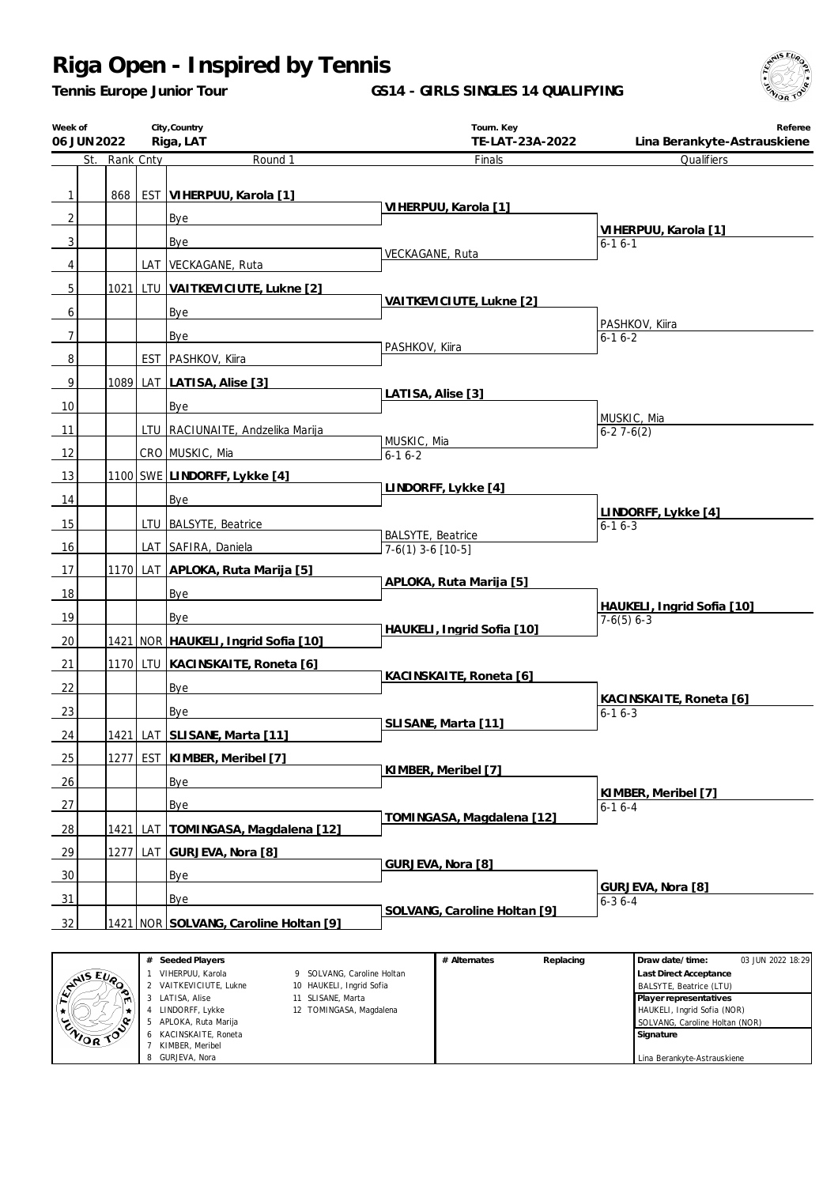# Riga Open - Inspired by Tennis

**Tennis Europe Junior Tour**

**GS14 - GIRLS SINGLES 14 QUALIFYING**

| Week of | City,Country | Tourn. Key | Referee |
|---|---|---|---|
| 06 JUN 2022 | Riga, LAT | TE-LAT-23A-2022 | Lina Berankyte-Astrauskiene |

| | St. | Rank | Cnty | Round 1 | Finals | Qualifiers |
|---|---|---|---|---|---|---|
| 1 | | 868 | EST | **VIHERPUU, Karola [1]** | | |
| | | | | | **VIHERPUU, Karola [1]** | |
| 2 | | | | Bye | | |
| | | | | | | **VIHERPUU, Karola [1]** 6-1 6-1 |
| 3 | | | | Bye | | |
| | | | | | VECKAGANE, Ruta | |
| 4 | | | LAT | VECKAGANE, Ruta | | |
| 5 | | 1021 | LTU | **VAITKEVICIUTE, Lukne [2]** | | |
| | | | | | **VAITKEVICIUTE, Lukne [2]** | |
| 6 | | | | Bye | | |
| | | | | | | PASHKOV, Kiira 6-1 6-2 |
| 7 | | | | Bye | | |
| | | | | | PASHKOV, Kiira | |
| 8 | | | EST | PASHKOV, Kiira | | |
| 9 | | 1089 | LAT | **LATISA, Alise [3]** | | |
| | | | | | **LATISA, Alise [3]** | |
| 10 | | | | Bye | | |
| | | | | | | MUSKIC, Mia 6-2 7-6(2) |
| 11 | | | LTU | RACIUNAITE, Andzelika Marija | | |
| | | | | | MUSKIC, Mia 6-1 6-2 | |
| 12 | | | CRO | MUSKIC, Mia | | |
| 13 | | 1100 | SWE | **LINDORFF, Lykke [4]** | | |
| | | | | | **LINDORFF, Lykke [4]** | |
| 14 | | | | Bye | | |
| | | | | | | **LINDORFF, Lykke [4]** 6-1 6-3 |
| 15 | | | LTU | BALSYTE, Beatrice | | |
| | | | | | BALSYTE, Beatrice 7-6(1) 3-6 [10-5] | |
| 16 | | | LAT | SAFIRA, Daniela | | |
| 17 | | 1170 | LAT | **APLOKA, Ruta Marija [5]** | | |
| | | | | | **APLOKA, Ruta Marija [5]** | |
| 18 | | | | Bye | | |
| | | | | | | **HAUKELI, Ingrid Sofia [10]** 7-6(5) 6-3 |
| 19 | | | | Bye | | |
| | | | | | **HAUKELI, Ingrid Sofia [10]** | |
| 20 | | 1421 | NOR | **HAUKELI, Ingrid Sofia [10]** | | |
| 21 | | 1170 | LTU | **KACINSKAITE, Roneta [6]** | | |
| | | | | | **KACINSKAITE, Roneta [6]** | |
| 22 | | | | Bye | | |
| | | | | | | **KACINSKAITE, Roneta [6]** 6-1 6-3 |
| 23 | | | | Bye | | |
| | | | | | **SLISANE, Marta [11]** | |
| 24 | | 1421 | LAT | **SLISANE, Marta [11]** | | |
| 25 | | 1277 | EST | **KIMBER, Meribel [7]** | | |
| | | | | | **KIMBER, Meribel [7]** | |
| 26 | | | | Bye | | |
| | | | | | | **KIMBER, Meribel [7]** 6-1 6-4 |
| 27 | | | | Bye | | |
| | | | | | **TOMINGASA, Magdalena [12]** | |
| 28 | | 1421 | LAT | **TOMINGASA, Magdalena [12]** | | |
| 29 | | 1277 | LAT | **GURJEVA, Nora [8]** | | |
| | | | | | **GURJEVA, Nora [8]** | |
| 30 | | | | Bye | | |
| | | | | | | **GURJEVA, Nora [8]** 6-3 6-4 |
| 31 | | | | Bye | | |
| | | | | | **SOLVANG, Caroline Holtan [9]** | |
| 32 | | 1421 | NOR | **SOLVANG, Caroline Holtan [9]** | | |

| # | Seeded Players | # | Seeded Players | # Alternates | Replacing |
|---|---|---|---|---|---|
| 1 | VIHERPUU, Karola | 9 | SOLVANG, Caroline Holtan | | |
| 2 | VAITKEVICIUTE, Lukne | 10 | HAUKELI, Ingrid Sofia | | |
| 3 | LATISA, Alise | 11 | SLISANE, Marta | | |
| 4 | LINDORFF, Lykke | 12 | TOMINGASA, Magdalena | | |
| 5 | APLOKA, Ruta Marija | | | | |
| 6 | KACINSKAITE, Roneta | | | | |
| 7 | KIMBER, Meribel | | | | |
| 8 | GURJEVA, Nora | | | | |

**Draw date/time:** 03 JUN 2022 18:29

**Last Direct Acceptance**
BALSYTE, Beatrice (LTU)

**Player representatives**
HAUKELI, Ingrid Sofia (NOR)
SOLVANG, Caroline Holtan (NOR)

**Signature**
Lina Berankyte-Astrauskiene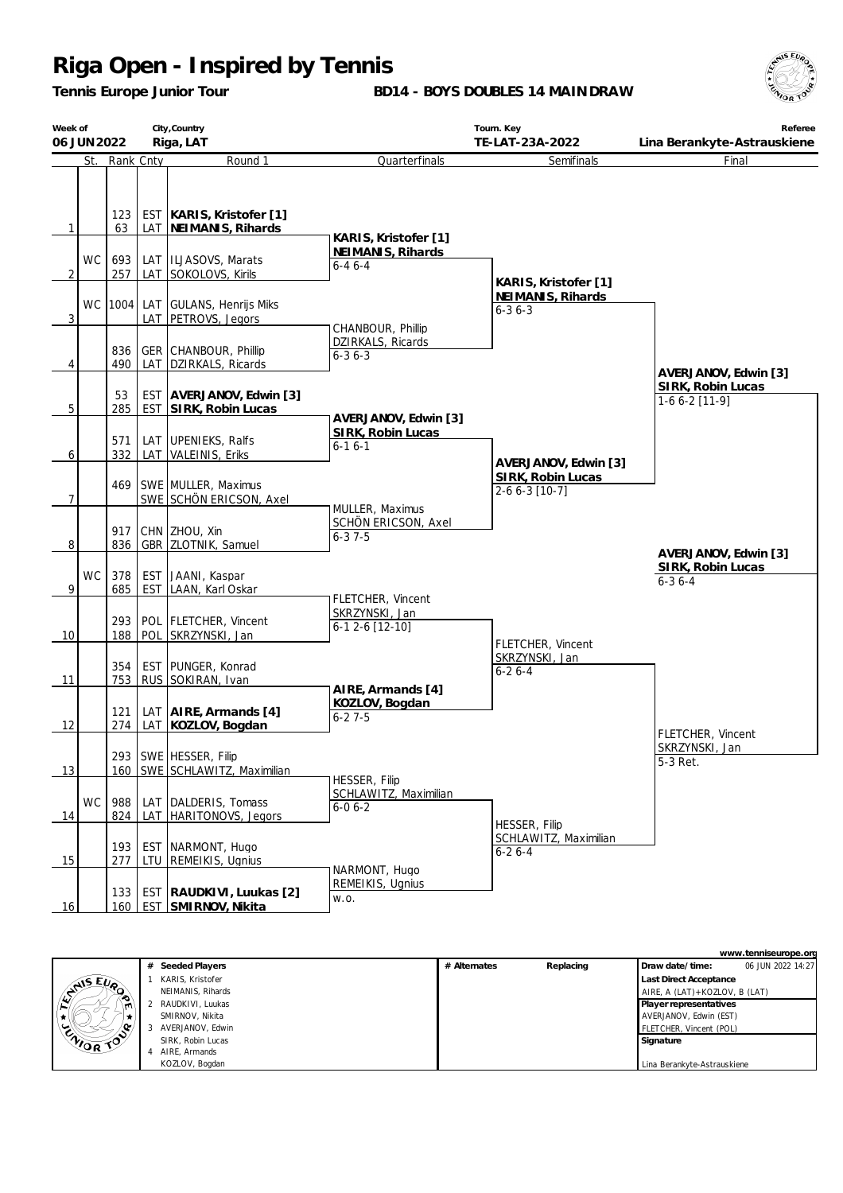# Riga Open - Inspired by Tennis

**Tennis Europe Junior Tour**

**BD14 - BOYS DOUBLES 14 MAIN DRAW**

| Week of | City,Country | Tourn. Key | Referee |
|---|---|---|---|
| 06 JUN 2022 | Riga, LAT | TE-LAT-23A-2022 | Lina Berankyte-Astrauskiene |

| | St. | Rank | Cnty | Round 1 |
|---|---|---|---|---|
| 1 | | 123 | EST | **KARIS, Kristofer [1]** |
| | | 63 | LAT | **NEIMANIS, Rihards** |
| 2 | WC | 693 | LAT | ILJASOVS, Marats |
| | | 257 | LAT | SOKOLOVS, Kirils |
| 3 | WC | 1004 | LAT | GULANS, Henrijs Miks |
| | | | LAT | PETROVS, Jegors |
| 4 | | 836 | GER | CHANBOUR, Phillip |
| | | 490 | LAT | DZIRKALS, Ricards |
| 5 | | 53 | EST | **AVERJANOV, Edwin [3]** |
| | | 285 | EST | **SIRK, Robin Lucas** |
| 6 | | 571 | LAT | UPENIEKS, Ralfs |
| | | 332 | LAT | VALEINIS, Eriks |
| 7 | | 469 | SWE | MULLER, Maximus |
| | | | SWE | SCHÖN ERICSON, Axel |
| 8 | | 917 | CHN | ZHOU, Xin |
| | | 836 | GBR | ZLOTNIK, Samuel |
| 9 | WC | 378 | EST | JAANI, Kaspar |
| | | 685 | EST | LAAN, Karl Oskar |
| 10 | | 293 | POL | FLETCHER, Vincent |
| | | 188 | POL | SKRZYNSKI, Jan |
| 11 | | 354 | EST | PUNGER, Konrad |
| | | 753 | RUS | SOKIRAN, Ivan |
| 12 | | 121 | LAT | **AIRE, Armands [4]** |
| | | 274 | LAT | **KOZLOV, Bogdan** |
| 13 | | 293 | SWE | HESSER, Filip |
| | | 160 | SWE | SCHLAWITZ, Maximilian |
| 14 | WC | 988 | LAT | DALDERIS, Tomass |
| | | 824 | LAT | HARITONOVS, Jegors |
| 15 | | 193 | EST | NARMONT, Hugo |
| | | 277 | LTU | REMEIKIS, Ugnius |
| 16 | | 133 | EST | **RAUDKIVI, Luukas [2]** |
| | | 160 | EST | **SMIRNOV, Nikita** |

**Quarterfinals**

- **KARIS, Kristofer [1] / NEIMANIS, Rihards** 6-4 6-4
- CHANBOUR, Phillip / DZIRKALS, Ricards 6-3 6-3
- **AVERJANOV, Edwin [3] / SIRK, Robin Lucas** 6-1 6-1
- MULLER, Maximus / SCHÖN ERICSON, Axel 6-3 7-5
- FLETCHER, Vincent / SKRZYNSKI, Jan 6-1 2-6 [12-10]
- **AIRE, Armands [4] / KOZLOV, Bogdan** 6-2 7-5
- HESSER, Filip / SCHLAWITZ, Maximilian 6-0 6-2
- NARMONT, Hugo / REMEIKIS, Ugnius w.o.

**Semifinals**

- **KARIS, Kristofer [1] / NEIMANIS, Rihards** 6-3 6-3
- **AVERJANOV, Edwin [3] / SIRK, Robin Lucas** 2-6 6-3 [10-7]
- FLETCHER, Vincent / SKRZYNSKI, Jan 6-2 6-4
- HESSER, Filip / SCHLAWITZ, Maximilian 6-2 6-4

**Final**

- **AVERJANOV, Edwin [3] / SIRK, Robin Lucas** 1-6 6-2 [11-9]
- FLETCHER, Vincent / SKRZYNSKI, Jan 5-3 Ret.

**Winner**

- **AVERJANOV, Edwin [3] / SIRK, Robin Lucas** 6-3 6-4

www.tenniseurope.org

| # | Seeded Players | # Alternates | Replacing | |
|---|---|---|---|---|
| 1 | KARIS, Kristofer | | | Draw date/time: 06 JUN 2022 14:27 |
| | NEIMANIS, Rihards | | | **Last Direct Acceptance** |
| 2 | RAUDKIVI, Luukas | | | AIRE, A (LAT)+KOZLOV, B (LAT) |
| | SMIRNOV, Nikita | | | **Player representatives** |
| 3 | AVERJANOV, Edwin | | | AVERJANOV, Edwin (EST) |
| | SIRK, Robin Lucas | | | FLETCHER, Vincent (POL) |
| 4 | AIRE, Armands | | | **Signature** |
| | KOZLOV, Bogdan | | | Lina Berankyte-Astrauskiene |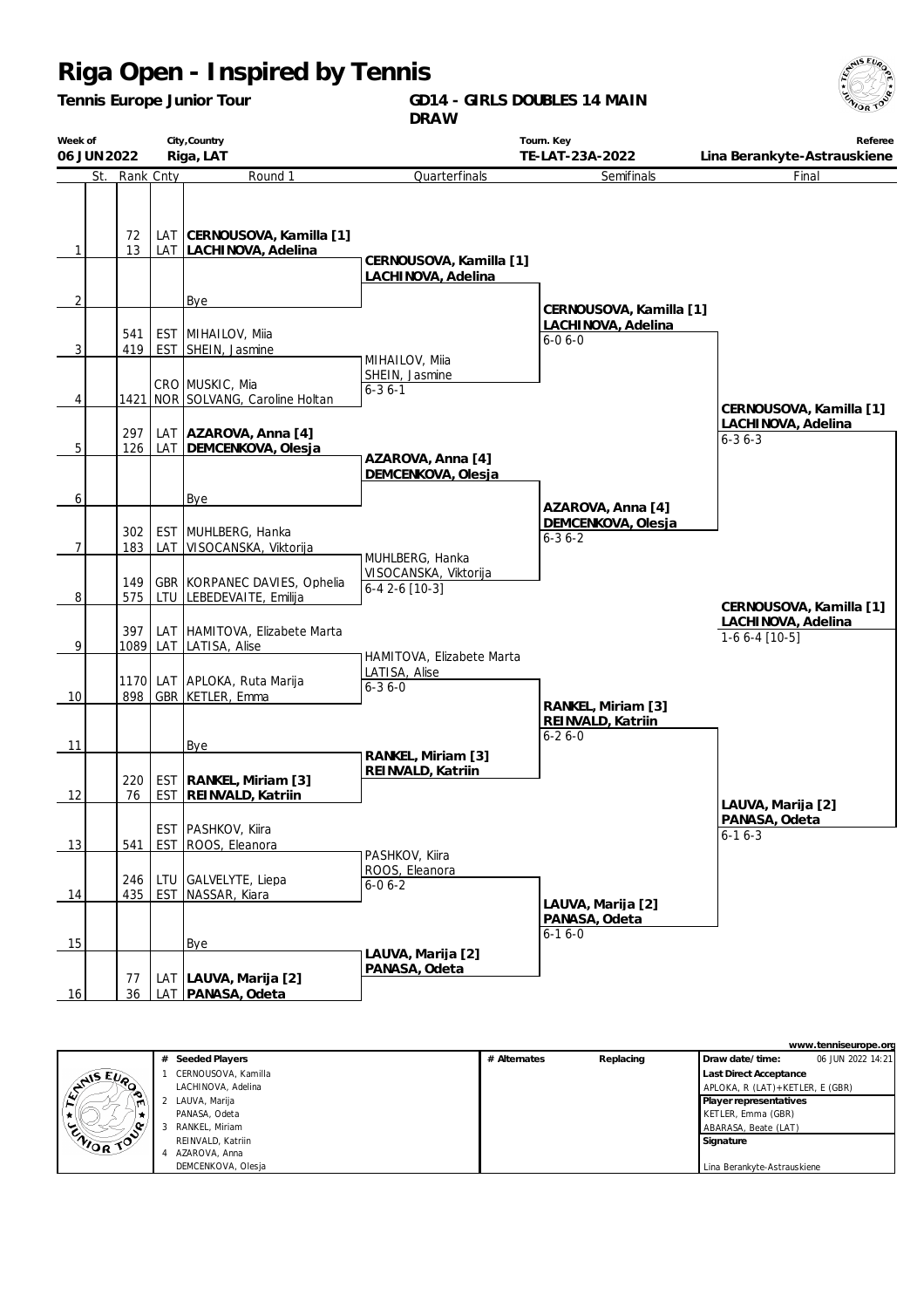# Riga Open - Inspired by Tennis

**Tennis Europe Junior Tour**

**GD14 - GIRLS DOUBLES 14 MAIN DRAW**

| Week of | City,Country | Tourn. Key | Referee |
|---|---|---|---|
| 06 JUN 2022 | Riga, LAT | TE-LAT-23A-2022 | Lina Berankyte-Astrauskiene |

| | St. | Rank | Cnty | Round 1 | Quarterfinals | Semifinals | Final |
|---|---|---|---|---|---|---|---|
| 1 | | 72 / 13 | LAT / LAT | **CERNOUSOVA, Kamilla [1]** / **LACHINOVA, Adelina** | **CERNOUSOVA, Kamilla [1]** / **LACHINOVA, Adelina** | | |
| 2 | | | | Bye | | **CERNOUSOVA, Kamilla [1]** / **LACHINOVA, Adelina** 6-0 6-0 | |
| 3 | | 541 / 419 | EST / EST | MIHAILOV, Miia / SHEIN, Jasmine | MIHAILOV, Miia / SHEIN, Jasmine 6-3 6-1 | | |
| 4 | | 1421 | CRO / NOR | MUSKIC, Mia / SOLVANG, Caroline Holtan | | | **CERNOUSOVA, Kamilla [1]** / **LACHINOVA, Adelina** 6-3 6-3 |
| 5 | | 297 / 126 | LAT / LAT | **AZAROVA, Anna [4]** / **DEMCENKOVA, Olesja** | **AZAROVA, Anna [4]** / **DEMCENKOVA, Olesja** | | |
| 6 | | | | Bye | | **AZAROVA, Anna [4]** / **DEMCENKOVA, Olesja** 6-3 6-2 | |
| 7 | | 302 / 183 | EST / LAT | MUHLBERG, Hanka / VISOCANSKA, Viktorija | MUHLBERG, Hanka / VISOCANSKA, Viktorija 6-4 2-6 [10-3] | | |
| 8 | | 149 / 575 | GBR / LTU | KORPANEC DAVIES, Ophelia / LEBEDEVAITE, Emilija | | | **CERNOUSOVA, Kamilla [1]** / **LACHINOVA, Adelina** 1-6 6-4 [10-5] |
| 9 | | 397 / 1089 | LAT / LAT | HAMITOVA, Elizabete Marta / LATISA, Alise | HAMITOVA, Elizabete Marta / LATISA, Alise 6-3 6-0 | | |
| 10 | | 1170 / 898 | LAT / GBR | APLOKA, Ruta Marija / KETLER, Emma | | **RANKEL, Miriam [3]** / **REINVALD, Katriin** 6-2 6-0 | |
| 11 | | | | Bye | **RANKEL, Miriam [3]** / **REINVALD, Katriin** | | |
| 12 | | 220 / 76 | EST / EST | **RANKEL, Miriam [3]** / **REINVALD, Katriin** | | | **LAUVA, Marija [2]** / **PANASA, Odeta** 6-1 6-3 |
| 13 | | 541 | EST / EST | PASHKOV, Kiira / ROOS, Eleanora | PASHKOV, Kiira / ROOS, Eleanora 6-0 6-2 | | |
| 14 | | 246 / 435 | LTU / EST | GALVELYTE, Liepa / NASSAR, Kiara | | **LAUVA, Marija [2]** / **PANASA, Odeta** 6-1 6-0 | |
| 15 | | | | Bye | **LAUVA, Marija [2]** / **PANASA, Odeta** | | |
| 16 | | 77 / 36 | LAT / LAT | **LAUVA, Marija [2]** / **PANASA, Odeta** | | | |

www.tenniseurope.org

| # | Seeded Players | # Alternates | Replacing | |
|---|---|---|---|---|
| 1 | CERNOUSOVA, Kamilla / LACHINOVA, Adelina | | | Draw date/time: 06 JUN 2022 14:21 |
| 2 | LAUVA, Marija / PANASA, Odeta | | | Last Direct Acceptance: APLOKA, R (LAT)+KETLER, E (GBR) |
| 3 | RANKEL, Miriam / REINVALD, Katriin | | | Player representatives: KETLER, Emma (GBR); ABARASA, Beate (LAT) |
| 4 | AZAROVA, Anna / DEMCENKOVA, Olesja | | | Signature: Lina Berankyte-Astrauskiene |